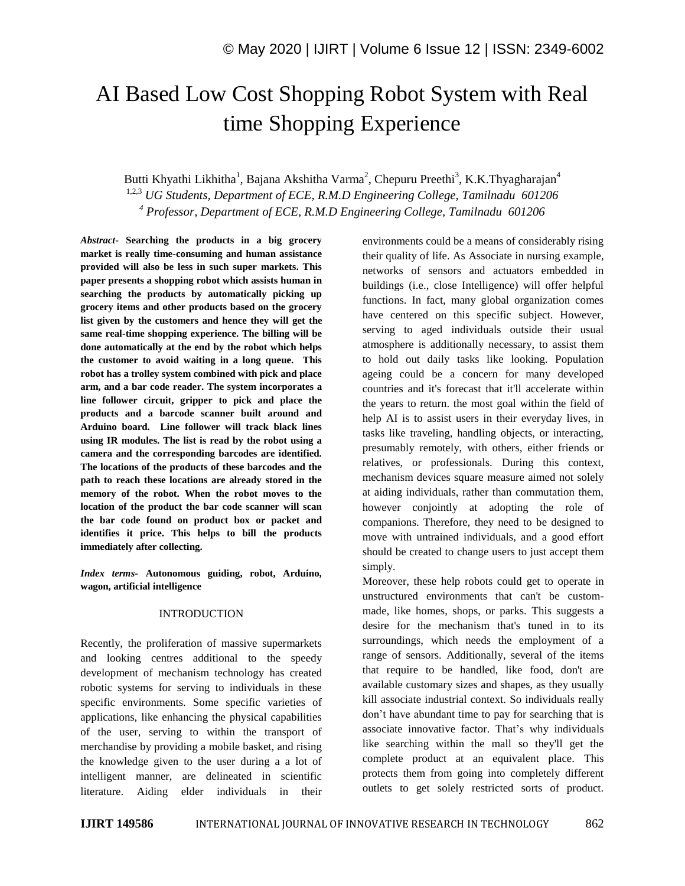# AI Based Low Cost Shopping Robot System with Real time Shopping Experience

Butti Khyathi Likhitha[1], Bajana Akshitha Varma[2], Chepuru Preethi[3], K.K.Thyagharajan[4]

[1,2,3] *UG Students, Department of ECE, R.M.D Engineering College, Tamilnadu 601206*

[4] *Professor, Department of ECE, R.M.D Engineering College, Tamilnadu 601206*

***Abstract-*** **Searching the products in a big grocery market is really time-consuming and human assistance provided will also be less in such super markets. This paper presents a shopping robot which assists human in searching the products by automatically picking up grocery items and other products based on the grocery list given by the customers and hence they will get the same real-time shopping experience. The billing will be done automatically at the end by the robot which helps the customer to avoid waiting in a long queue. This robot has a trolley system combined with pick and place arm, and a bar code reader. The system incorporates a line follower circuit, gripper to pick and place the products and a barcode scanner built around and Arduino board. Line follower will track black lines using IR modules. The list is read by the robot using a camera and the corresponding barcodes are identified. The locations of the products of these barcodes and the path to reach these locations are already stored in the memory of the robot. When the robot moves to the location of the product the bar code scanner will scan the bar code found on product box or packet and identifies it price. This helps to bill the products immediately after collecting.**

***Index terms-*** **Autonomous guiding, robot, Arduino, wagon, artificial intelligence**

## INTRODUCTION

Recently, the proliferation of massive supermarkets and looking centres additional to the speedy development of mechanism technology has created robotic systems for serving to individuals in these specific environments. Some specific varieties of applications, like enhancing the physical capabilities of the user, serving to within the transport of merchandise by providing a mobile basket, and rising the knowledge given to the user during a a lot of intelligent manner, are delineated in scientific literature. Aiding elder individuals in their environments could be a means of considerably rising their quality of life. As Associate in nursing example, networks of sensors and actuators embedded in buildings (i.e., close Intelligence) will offer helpful functions. In fact, many global organization comes have centered on this specific subject. However, serving to aged individuals outside their usual atmosphere is additionally necessary, to assist them to hold out daily tasks like looking. Population ageing could be a concern for many developed countries and it's forecast that it'll accelerate within the years to return. the most goal within the field of help AI is to assist users in their everyday lives, in tasks like traveling, handling objects, or interacting, presumably remotely, with others, either friends or relatives, or professionals. During this context, mechanism devices square measure aimed not solely at aiding individuals, rather than commutation them, however conjointly at adopting the role of companions. Therefore, they need to be designed to move with untrained individuals, and a good effort should be created to change users to just accept them simply.

Moreover, these help robots could get to operate in unstructured environments that can't be custom-made, like homes, shops, or parks. This suggests a desire for the mechanism that's tuned in to its surroundings, which needs the employment of a range of sensors. Additionally, several of the items that require to be handled, like food, don't are available customary sizes and shapes, as they usually kill associate industrial context. So individuals really don't have abundant time to pay for searching that is associate innovative factor. That's why individuals like searching within the mall so they'll get the complete product at an equivalent place. This protects them from going into completely different outlets to get solely restricted sorts of product.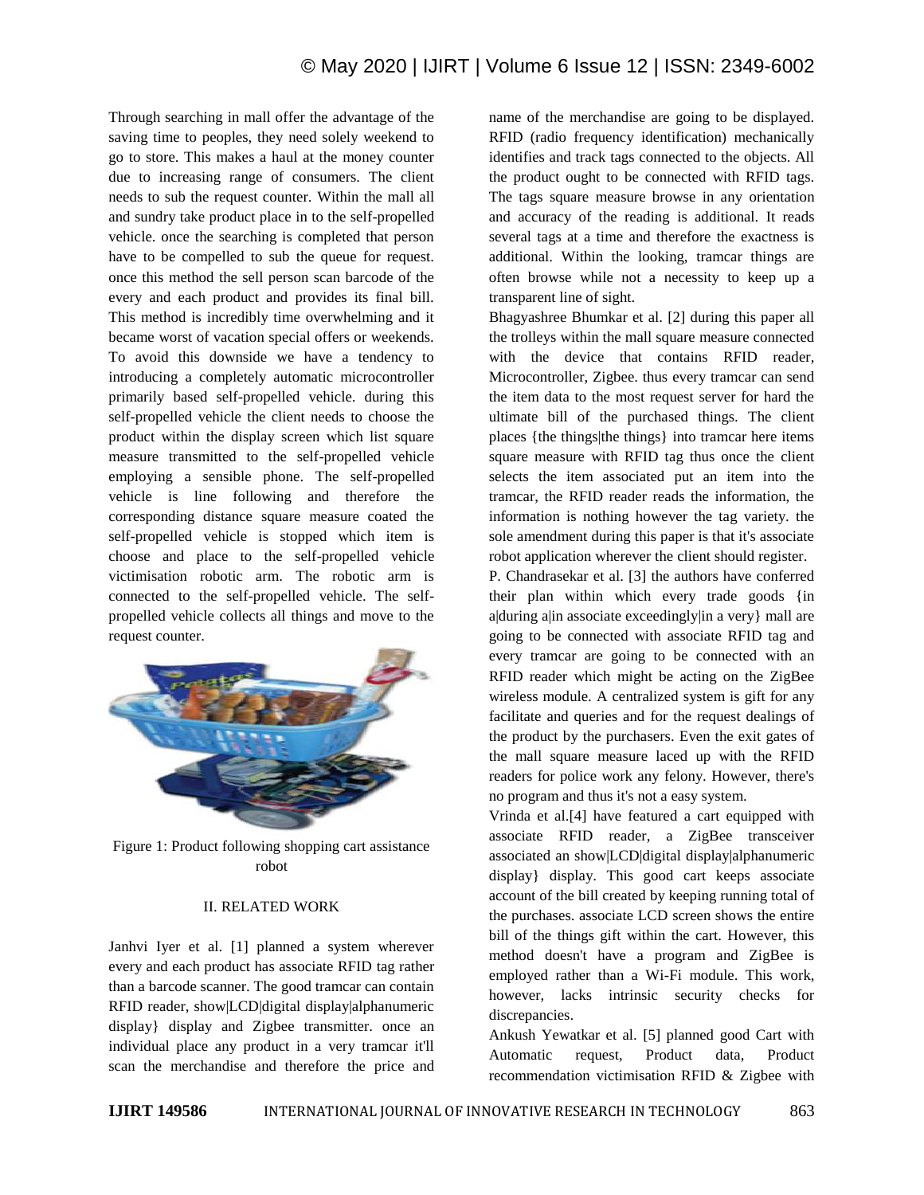Through searching in mall offer the advantage of the saving time to peoples, they need solely weekend to go to store. This makes a haul at the money counter due to increasing range of consumers. The client needs to sub the request counter. Within the mall all and sundry take product place in to the self-propelled vehicle. once the searching is completed that person have to be compelled to sub the queue for request. once this method the sell person scan barcode of the every and each product and provides its final bill. This method is incredibly time overwhelming and it became worst of vacation special offers or weekends. To avoid this downside we have a tendency to introducing a completely automatic microcontroller primarily based self-propelled vehicle. during this self-propelled vehicle the client needs to choose the product within the display screen which list square measure transmitted to the self-propelled vehicle employing a sensible phone. The self-propelled vehicle is line following and therefore the corresponding distance square measure coated the self-propelled vehicle is stopped which item is choose and place to the self-propelled vehicle victimisation robotic arm. The robotic arm is connected to the self-propelled vehicle. The self-propelled vehicle collects all things and move to the request counter.

Figure 1: Product following shopping cart assistance robot

## II. RELATED WORK

Janhvi Iyer et al. [1] planned a system wherever every and each product has associate RFID tag rather than a barcode scanner. The good tramcar can contain RFID reader, show|LCD|digital display|alphanumeric display} display and Zigbee transmitter. once an individual place any product in a very tramcar it'll scan the merchandise and therefore the price and name of the merchandise are going to be displayed. RFID (radio frequency identification) mechanically identifies and track tags connected to the objects. All the product ought to be connected with RFID tags. The tags square measure browse in any orientation and accuracy of the reading is additional. It reads several tags at a time and therefore the exactness is additional. Within the looking, tramcar things are often browse while not a necessity to keep up a transparent line of sight.

Bhagyashree Bhumkar et al. [2] during this paper all the trolleys within the mall square measure connected with the device that contains RFID reader, Microcontroller, Zigbee. thus every tramcar can send the item data to the most request server for hard the ultimate bill of the purchased things. The client places {the things|the things} into tramcar here items square measure with RFID tag thus once the client selects the item associated put an item into the tramcar, the RFID reader reads the information, the information is nothing however the tag variety. the sole amendment during this paper is that it's associate robot application wherever the client should register.

P. Chandrasekar et al. [3] the authors have conferred their plan within which every trade goods {in a|during a|in associate exceedingly|in a very} mall are going to be connected with associate RFID tag and every tramcar are going to be connected with an RFID reader which might be acting on the ZigBee wireless module. A centralized system is gift for any facilitate and queries and for the request dealings of the product by the purchasers. Even the exit gates of the mall square measure laced up with the RFID readers for police work any felony. However, there's no program and thus it's not a easy system.

Vrinda et al.[4] have featured a cart equipped with associate RFID reader, a ZigBee transceiver associated an show|LCD|digital display|alphanumeric display} display. This good cart keeps associate account of the bill created by keeping running total of the purchases. associate LCD screen shows the entire bill of the things gift within the cart. However, this method doesn't have a program and ZigBee is employed rather than a Wi-Fi module. This work, however, lacks intrinsic security checks for discrepancies.

Ankush Yewatkar et al. [5] planned good Cart with Automatic request, Product data, Product recommendation victimisation RFID & Zigbee with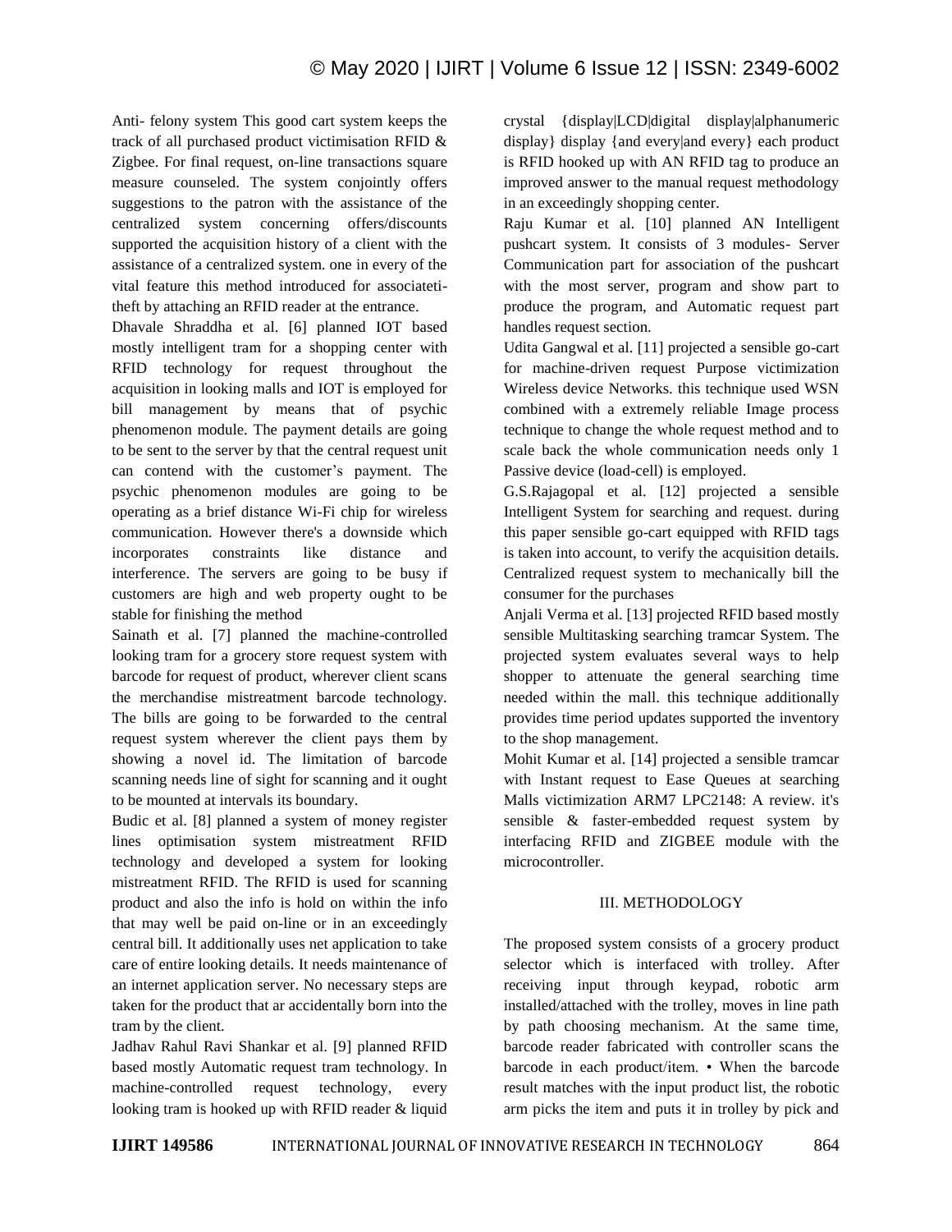Anti- felony system This good cart system keeps the track of all purchased product victimisation RFID & Zigbee. For final request, on-line transactions square measure counseled. The system conjointly offers suggestions to the patron with the assistance of the centralized system concerning offers/discounts supported the acquisition history of a client with the assistance of a centralized system. one in every of the vital feature this method introduced for associateti-theft by attaching an RFID reader at the entrance.

Dhavale Shraddha et al. [6] planned IOT based mostly intelligent tram for a shopping center with RFID technology for request throughout the acquisition in looking malls and IOT is employed for bill management by means that of psychic phenomenon module. The payment details are going to be sent to the server by that the central request unit can contend with the customer's payment. The psychic phenomenon modules are going to be operating as a brief distance Wi-Fi chip for wireless communication. However there's a downside which incorporates constraints like distance and interference. The servers are going to be busy if customers are high and web property ought to be stable for finishing the method

Sainath et al. [7] planned the machine-controlled looking tram for a grocery store request system with barcode for request of product, wherever client scans the merchandise mistreatment barcode technology. The bills are going to be forwarded to the central request system wherever the client pays them by showing a novel id. The limitation of barcode scanning needs line of sight for scanning and it ought to be mounted at intervals its boundary.

Budic et al. [8] planned a system of money register lines optimisation system mistreatment RFID technology and developed a system for looking mistreatment RFID. The RFID is used for scanning product and also the info is hold on within the info that may well be paid on-line or in an exceedingly central bill. It additionally uses net application to take care of entire looking details. It needs maintenance of an internet application server. No necessary steps are taken for the product that ar accidentally born into the tram by the client.

Jadhav Rahul Ravi Shankar et al. [9] planned RFID based mostly Automatic request tram technology. In machine-controlled request technology, every looking tram is hooked up with RFID reader & liquid crystal {display|LCD|digital display|alphanumeric display} display {and every|and every} each product is RFID hooked up with AN RFID tag to produce an improved answer to the manual request methodology in an exceedingly shopping center.

Raju Kumar et al. [10] planned AN Intelligent pushcart system. It consists of 3 modules- Server Communication part for association of the pushcart with the most server, program and show part to produce the program, and Automatic request part handles request section.

Udita Gangwal et al. [11] projected a sensible go-cart for machine-driven request Purpose victimization Wireless device Networks. this technique used WSN combined with a extremely reliable Image process technique to change the whole request method and to scale back the whole communication needs only 1 Passive device (load-cell) is employed.

G.S.Rajagopal et al. [12] projected a sensible Intelligent System for searching and request. during this paper sensible go-cart equipped with RFID tags is taken into account, to verify the acquisition details. Centralized request system to mechanically bill the consumer for the purchases

Anjali Verma et al. [13] projected RFID based mostly sensible Multitasking searching tramcar System. The projected system evaluates several ways to help shopper to attenuate the general searching time needed within the mall. this technique additionally provides time period updates supported the inventory to the shop management.

Mohit Kumar et al. [14] projected a sensible tramcar with Instant request to Ease Queues at searching Malls victimization ARM7 LPC2148: A review. it's sensible & faster-embedded request system by interfacing RFID and ZIGBEE module with the microcontroller.

## III. METHODOLOGY

The proposed system consists of a grocery product selector which is interfaced with trolley. After receiving input through keypad, robotic arm installed/attached with the trolley, moves in line path by path choosing mechanism. At the same time, barcode reader fabricated with controller scans the barcode in each product/item. • When the barcode result matches with the input product list, the robotic arm picks the item and puts it in trolley by pick and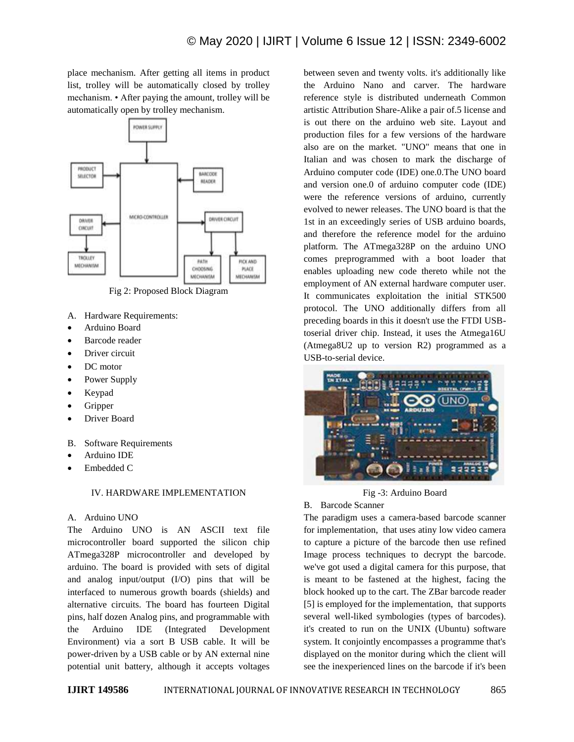place mechanism. After getting all items in product list, trolley will be automatically closed by trolley mechanism. • After paying the amount, trolley will be automatically open by trolley mechanism.

Fig 2: Proposed Block Diagram

A. Hardware Requirements:

- Arduino Board
- Barcode reader
- Driver circuit
- DC motor
- Power Supply
- Keypad
- Gripper
- Driver Board

B. Software Requirements

- Arduino IDE
- Embedded C

## IV. HARDWARE IMPLEMENTATION

### A. Arduino UNO

The Arduino UNO is AN ASCII text file microcontroller board supported the silicon chip ATmega328P microcontroller and developed by arduino. The board is provided with sets of digital and analog input/output (I/O) pins that will be interfaced to numerous growth boards (shields) and alternative circuits. The board has fourteen Digital pins, half dozen Analog pins, and programmable with the Arduino IDE (Integrated Development Environment) via a sort B USB cable. It will be power-driven by a USB cable or by AN external nine potential unit battery, although it accepts voltages between seven and twenty volts. it's additionally like the Arduino Nano and carver. The hardware reference style is distributed underneath Common artistic Attribution Share-Alike a pair of.5 license and is out there on the arduino web site. Layout and production files for a few versions of the hardware also are on the market. "UNO" means that one in Italian and was chosen to mark the discharge of Arduino computer code (IDE) one.0.The UNO board and version one.0 of arduino computer code (IDE) were the reference versions of arduino, currently evolved to newer releases. The UNO board is that the 1st in an exceedingly series of USB arduino boards, and therefore the reference model for the arduino platform. The ATmega328P on the arduino UNO comes preprogrammed with a boot loader that enables uploading new code thereto while not the employment of AN external hardware computer user. It communicates exploitation the initial STK500 protocol. The UNO additionally differs from all preceding boards in this it doesn't use the FTDI USB-toserial driver chip. Instead, it uses the Atmega16U (Atmega8U2 up to version R2) programmed as a USB-to-serial device.

Fig -3: Arduino Board

### B. Barcode Scanner

The paradigm uses a camera-based barcode scanner for implementation, that uses atiny low video camera to capture a picture of the barcode then use refined Image process techniques to decrypt the barcode. we've got used a digital camera for this purpose, that is meant to be fastened at the highest, facing the block hooked up to the cart. The ZBar barcode reader [5] is employed for the implementation, that supports several well-liked symbologies (types of barcodes). it's created to run on the UNIX (Ubuntu) software system. It conjointly encompasses a programme that's displayed on the monitor during which the client will see the inexperienced lines on the barcode if it's been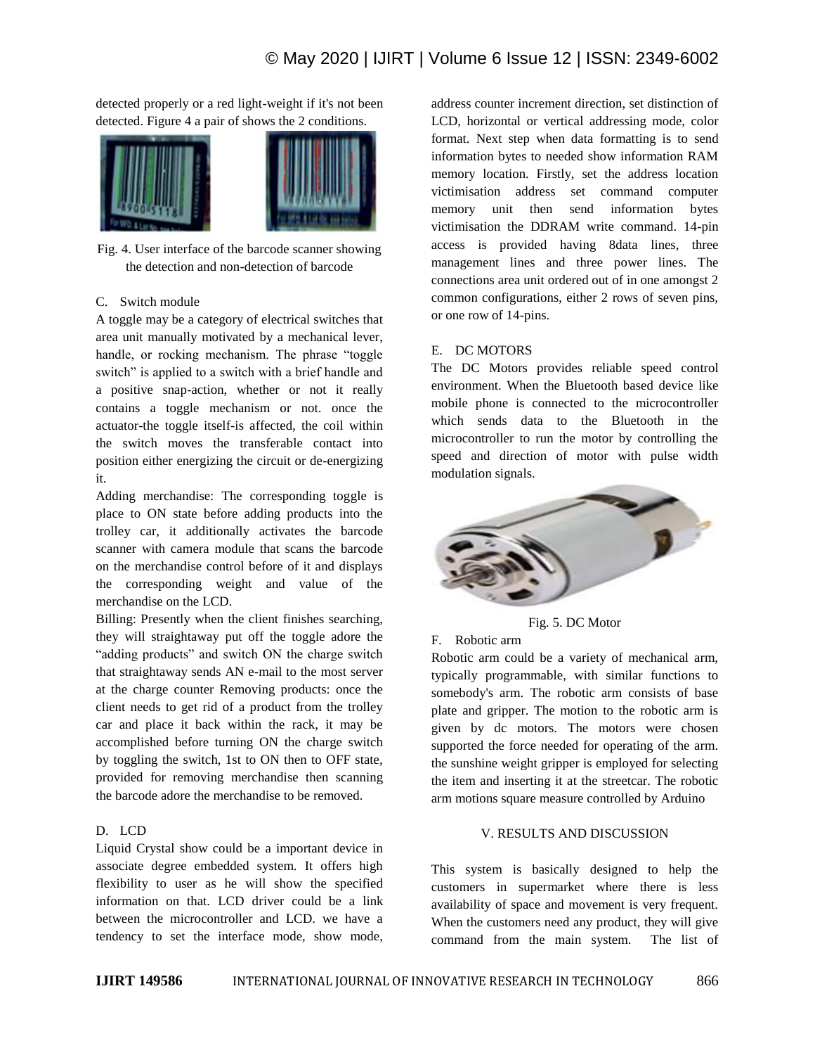detected properly or a red light-weight if it's not been detected. Figure 4 a pair of shows the 2 conditions.

Fig. 4. User interface of the barcode scanner showing the detection and non-detection of barcode

### C. Switch module

A toggle may be a category of electrical switches that area unit manually motivated by a mechanical lever, handle, or rocking mechanism. The phrase "toggle switch" is applied to a switch with a brief handle and a positive snap-action, whether or not it really contains a toggle mechanism or not. once the actuator-the toggle itself-is affected, the coil within the switch moves the transferable contact into position either energizing the circuit or de-energizing it.

Adding merchandise: The corresponding toggle is place to ON state before adding products into the trolley car, it additionally activates the barcode scanner with camera module that scans the barcode on the merchandise control before of it and displays the corresponding weight and value of the merchandise on the LCD.

Billing: Presently when the client finishes searching, they will straightaway put off the toggle adore the "adding products" and switch ON the charge switch that straightaway sends AN e-mail to the most server at the charge counter Removing products: once the client needs to get rid of a product from the trolley car and place it back within the rack, it may be accomplished before turning ON the charge switch by toggling the switch, 1st to ON then to OFF state, provided for removing merchandise then scanning the barcode adore the merchandise to be removed.

### D. LCD

Liquid Crystal show could be a important device in associate degree embedded system. It offers high flexibility to user as he will show the specified information on that. LCD driver could be a link between the microcontroller and LCD. we have a tendency to set the interface mode, show mode, address counter increment direction, set distinction of LCD, horizontal or vertical addressing mode, color format. Next step when data formatting is to send information bytes to needed show information RAM memory location. Firstly, set the address location victimisation address set command computer memory unit then send information bytes victimisation the DDRAM write command. 14-pin access is provided having 8data lines, three management lines and three power lines. The connections area unit ordered out of in one amongst 2 common configurations, either 2 rows of seven pins, or one row of 14-pins.

### E. DC MOTORS

The DC Motors provides reliable speed control environment. When the Bluetooth based device like mobile phone is connected to the microcontroller which sends data to the Bluetooth in the microcontroller to run the motor by controlling the speed and direction of motor with pulse width modulation signals.

Fig. 5. DC Motor

### F. Robotic arm

Robotic arm could be a variety of mechanical arm, typically programmable, with similar functions to somebody's arm. The robotic arm consists of base plate and gripper. The motion to the robotic arm is given by dc motors. The motors were chosen supported the force needed for operating of the arm. the sunshine weight gripper is employed for selecting the item and inserting it at the streetcar. The robotic arm motions square measure controlled by Arduino

## V. RESULTS AND DISCUSSION

This system is basically designed to help the customers in supermarket where there is less availability of space and movement is very frequent. When the customers need any product, they will give command from the main system. The list of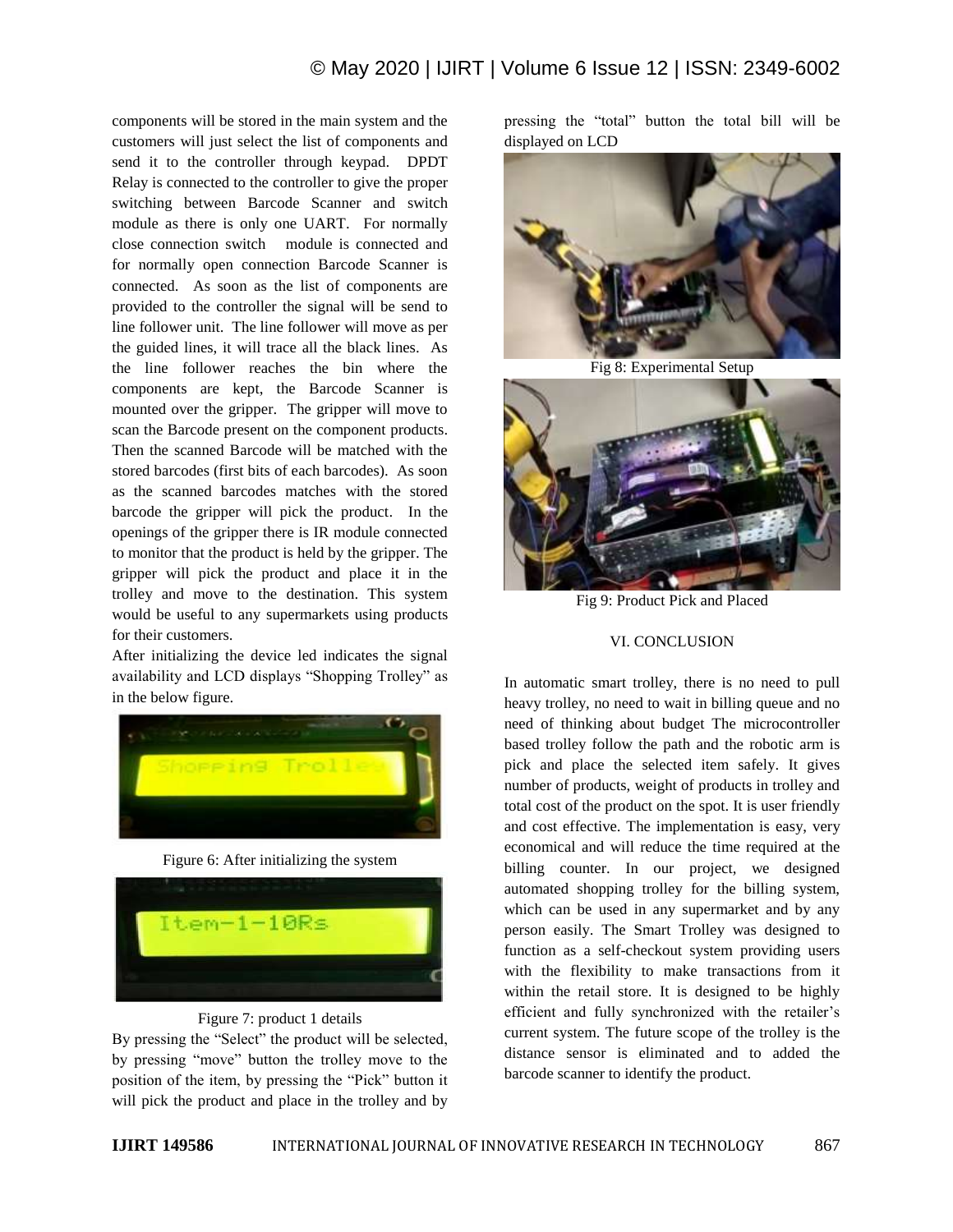components will be stored in the main system and the customers will just select the list of components and send it to the controller through keypad. DPDT Relay is connected to the controller to give the proper switching between Barcode Scanner and switch module as there is only one UART. For normally close connection switch module is connected and for normally open connection Barcode Scanner is connected. As soon as the list of components are provided to the controller the signal will be send to line follower unit. The line follower will move as per the guided lines, it will trace all the black lines. As the line follower reaches the bin where the components are kept, the Barcode Scanner is mounted over the gripper. The gripper will move to scan the Barcode present on the component products. Then the scanned Barcode will be matched with the stored barcodes (first bits of each barcodes). As soon as the scanned barcodes matches with the stored barcode the gripper will pick the product. In the openings of the gripper there is IR module connected to monitor that the product is held by the gripper. The gripper will pick the product and place it in the trolley and move to the destination. This system would be useful to any supermarkets using products for their customers.

After initializing the device led indicates the signal availability and LCD displays "Shopping Trolley" as in the below figure.

Figure 6: After initializing the system

Figure 7: product 1 details

By pressing the "Select" the product will be selected, by pressing "move" button the trolley move to the position of the item, by pressing the "Pick" button it will pick the product and place in the trolley and by pressing the "total" button the total bill will be displayed on LCD

Fig 8: Experimental Setup

Fig 9: Product Pick and Placed

## VI. CONCLUSION

In automatic smart trolley, there is no need to pull heavy trolley, no need to wait in billing queue and no need of thinking about budget The microcontroller based trolley follow the path and the robotic arm is pick and place the selected item safely. It gives number of products, weight of products in trolley and total cost of the product on the spot. It is user friendly and cost effective. The implementation is easy, very economical and will reduce the time required at the billing counter. In our project, we designed automated shopping trolley for the billing system, which can be used in any supermarket and by any person easily. The Smart Trolley was designed to function as a self-checkout system providing users with the flexibility to make transactions from it within the retail store. It is designed to be highly efficient and fully synchronized with the retailer's current system. The future scope of the trolley is the distance sensor is eliminated and to added the barcode scanner to identify the product.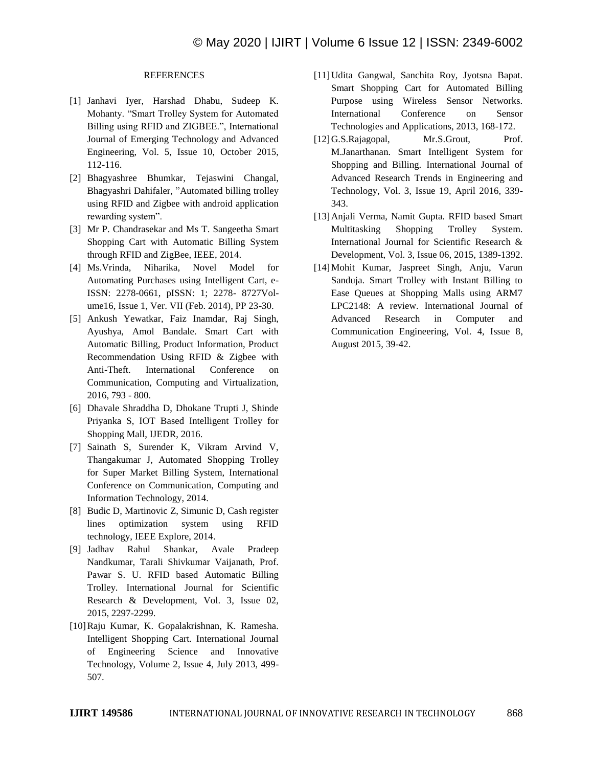## REFERENCES

[1] Janhavi Iyer, Harshad Dhabu, Sudeep K. Mohanty. “Smart Trolley System for Automated Billing using RFID and ZIGBEE.”, International Journal of Emerging Technology and Advanced Engineering, Vol. 5, Issue 10, October 2015, 112-116.

[2] Bhagyashree Bhumkar, Tejaswini Changal, Bhagyashri Dahifaler, ”Automated billing trolley using RFID and Zigbee with android application rewarding system”.

[3] Mr P. Chandrasekar and Ms T. Sangeetha Smart Shopping Cart with Automatic Billing System through RFID and ZigBee, IEEE, 2014.

[4] Ms.Vrinda, Niharika, Novel Model for Automating Purchases using Intelligent Cart, e-ISSN: 2278-0661, pISSN: 1; 2278- 8727Volume16, Issue 1, Ver. VII (Feb. 2014), PP 23-30.

[5] Ankush Yewatkar, Faiz Inamdar, Raj Singh, Ayushya, Amol Bandale. Smart Cart with Automatic Billing, Product Information, Product Recommendation Using RFID & Zigbee with Anti-Theft. International Conference on Communication, Computing and Virtualization, 2016, 793 - 800.

[6] Dhavale Shraddha D, Dhokane Trupti J, Shinde Priyanka S, IOT Based Intelligent Trolley for Shopping Mall, IJEDR, 2016.

[7] Sainath S, Surender K, Vikram Arvind V, Thangakumar J, Automated Shopping Trolley for Super Market Billing System, International Conference on Communication, Computing and Information Technology, 2014.

[8] Budic D, Martinovic Z, Simunic D, Cash register lines optimization system using RFID technology, IEEE Explore, 2014.

[9] Jadhav Rahul Shankar, Avale Pradeep Nandkumar, Tarali Shivkumar Vaijanath, Prof. Pawar S. U. RFID based Automatic Billing Trolley. International Journal for Scientific Research & Development, Vol. 3, Issue 02, 2015, 2297-2299.

[10] Raju Kumar, K. Gopalakrishnan, K. Ramesha. Intelligent Shopping Cart. International Journal of Engineering Science and Innovative Technology, Volume 2, Issue 4, July 2013, 499-507.

[11] Udita Gangwal, Sanchita Roy, Jyotsna Bapat. Smart Shopping Cart for Automated Billing Purpose using Wireless Sensor Networks. International Conference on Sensor Technologies and Applications, 2013, 168-172.

[12] G.S.Rajagopal, Mr.S.Grout, Prof. M.Janarthanan. Smart Intelligent System for Shopping and Billing. International Journal of Advanced Research Trends in Engineering and Technology, Vol. 3, Issue 19, April 2016, 339-343.

[13] Anjali Verma, Namit Gupta. RFID based Smart Multitasking Shopping Trolley System. International Journal for Scientific Research & Development, Vol. 3, Issue 06, 2015, 1389-1392.

[14] Mohit Kumar, Jaspreet Singh, Anju, Varun Sanduja. Smart Trolley with Instant Billing to Ease Queues at Shopping Malls using ARM7 LPC2148: A review. International Journal of Advanced Research in Computer and Communication Engineering, Vol. 4, Issue 8, August 2015, 39-42.